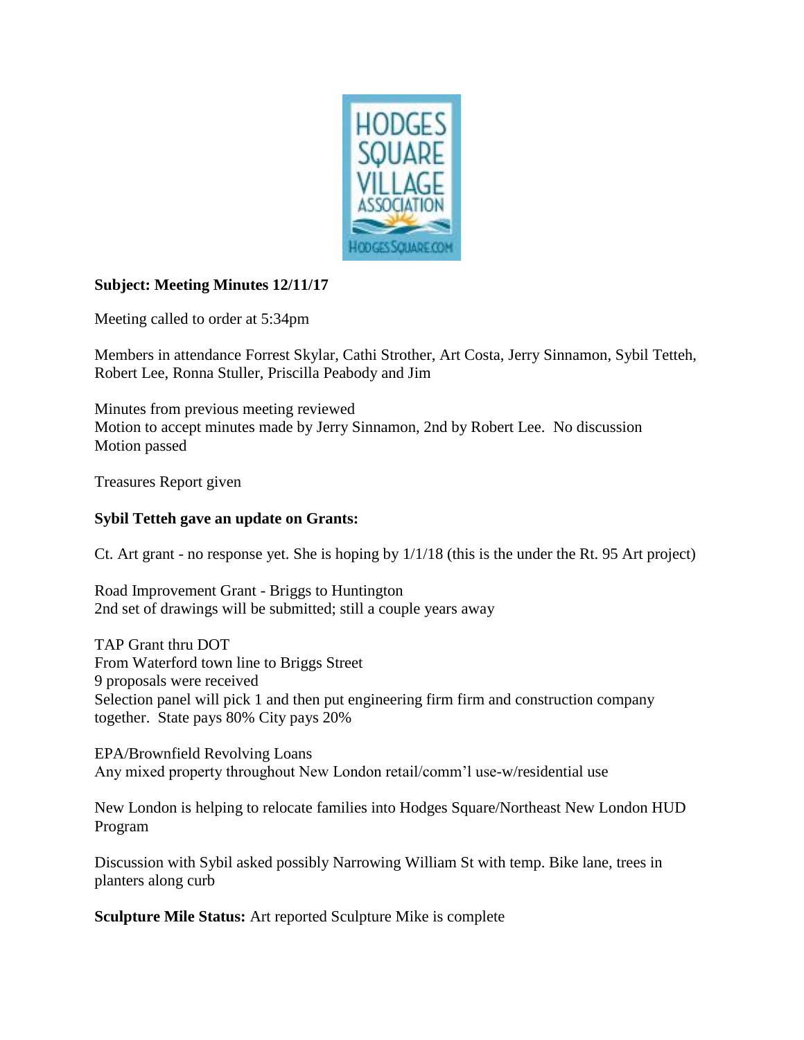**Subject: Meeting Minutes 12/11/17**

Meeting called to order at 5:34pm

Members in attendance Forrest Skylar, Cathi Strother, Art Costa, Jerry Sinnamon, Sybil Tetteh, Robert Lee, Ronna Stuller, Priscilla Peabody and Jim

Minutes from previous meeting reviewed
Motion to accept minutes made by Jerry Sinnamon, 2nd by Robert Lee. No discussion
Motion passed

Treasures Report given

**Sybil Tetteh gave an update on Grants:**

Ct. Art grant - no response yet. She is hoping by 1/1/18 (this is the under the Rt. 95 Art project)

Road Improvement Grant - Briggs to Huntington
2nd set of drawings will be submitted; still a couple years away

TAP Grant thru DOT
From Waterford town line to Briggs Street
9 proposals were received
Selection panel will pick 1 and then put engineering firm firm and construction company together. State pays 80% City pays 20%

EPA/Brownfield Revolving Loans
Any mixed property throughout New London retail/comm'l use-w/residential use

New London is helping to relocate families into Hodges Square/Northeast New London HUD Program

Discussion with Sybil asked possibly Narrowing William St with temp. Bike lane, trees in planters along curb

**Sculpture Mile Status:** Art reported Sculpture Mike is complete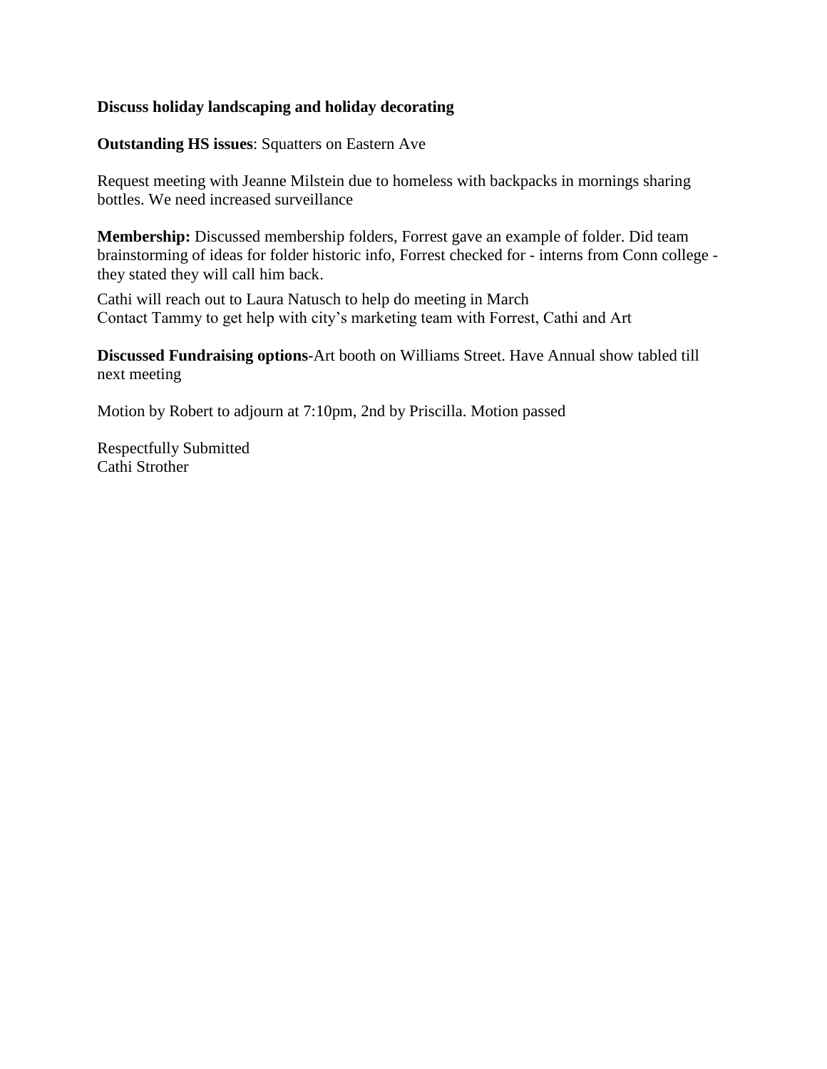**Discuss holiday landscaping and holiday decorating**

**Outstanding HS issues**: Squatters on Eastern Ave

Request meeting with Jeanne Milstein due to homeless with backpacks in mornings sharing bottles. We need increased surveillance

**Membership:** Discussed membership folders, Forrest gave an example of folder. Did team brainstorming of ideas for folder historic info, Forrest checked for - interns from Conn college - they stated they will call him back.

Cathi will reach out to Laura Natusch to help do meeting in March
Contact Tammy to get help with city's marketing team with Forrest, Cathi and Art

**Discussed Fundraising options**-Art booth on Williams Street. Have Annual show tabled till next meeting

Motion by Robert to adjourn at 7:10pm, 2nd by Priscilla. Motion passed

Respectfully Submitted
Cathi Strother